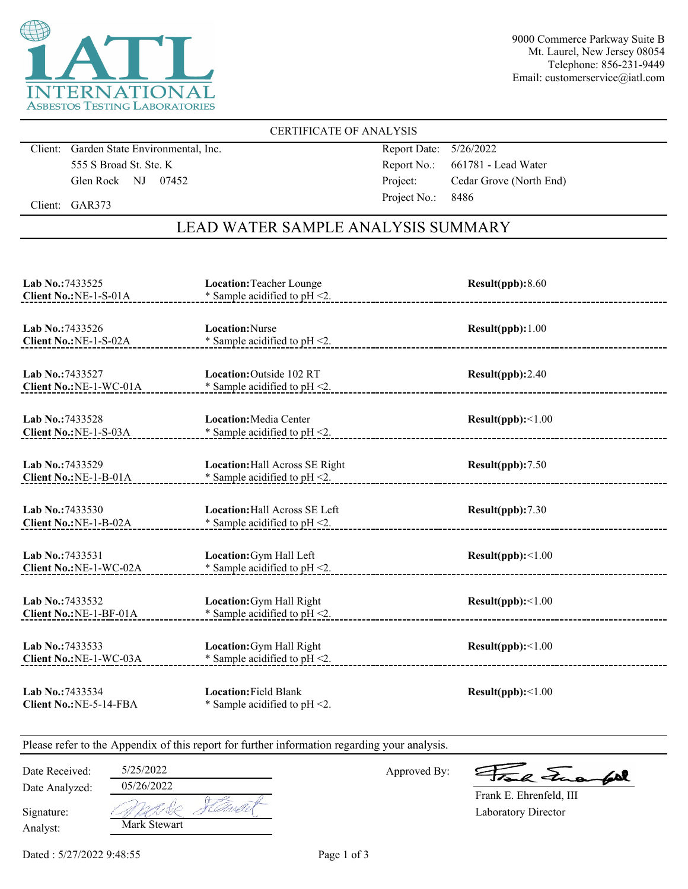**iATL INTERNATIONAL ASBESTOS TESTING LABORATORIES**

9000 Commerce Parkway Suite B
Mt. Laurel, New Jersey 08054
Telephone: 856-231-9449
Email: customerservice@iatl.com

## CERTIFICATE OF ANALYSIS

Client: Garden State Environmental, Inc.
555 S Broad St. Ste. K
Glen Rock NJ 07452

Client: GAR373

Report Date: 5/26/2022
Report No.: 661781 - Lead Water
Project: Cedar Grove (North End)
Project No.: 8486

## LEAD WATER SAMPLE ANALYSIS SUMMARY

| Lab No. | Client No. | Location | Note | Result(ppb) |
|---|---|---|---|---|
| 7433525 | NE-1-S-01A | Teacher Lounge | * Sample acidified to pH <2. | 8.60 |
| 7433526 | NE-1-S-02A | Nurse | * Sample acidified to pH <2. | 1.00 |
| 7433527 | NE-1-WC-01A | Outside 102 RT | * Sample acidified to pH <2. | 2.40 |
| 7433528 | NE-1-S-03A | Media Center | * Sample acidified to pH <2. | <1.00 |
| 7433529 | NE-1-B-01A | Hall Across SE Right | * Sample acidified to pH <2. | 7.50 |
| 7433530 | NE-1-B-02A | Hall Across SE Left | * Sample acidified to pH <2. | 7.30 |
| 7433531 | NE-1-WC-02A | Gym Hall Left | * Sample acidified to pH <2. | <1.00 |
| 7433532 | NE-1-BF-01A | Gym Hall Right | * Sample acidified to pH <2. | <1.00 |
| 7433533 | NE-1-WC-03A | Gym Hall Right | * Sample acidified to pH <2. | <1.00 |
| 7433534 | NE-5-14-FBA | Field Blank | * Sample acidified to pH <2. | <1.00 |

Please refer to the Appendix of this report for further information regarding your analysis.

Date Received: 5/25/2022
Date Analyzed: 05/26/2022
Signature:
Analyst: Mark Stewart

Approved By:
Frank E. Ehrenfeld, III
Laboratory Director

Dated : 5/27/2022 9:48:55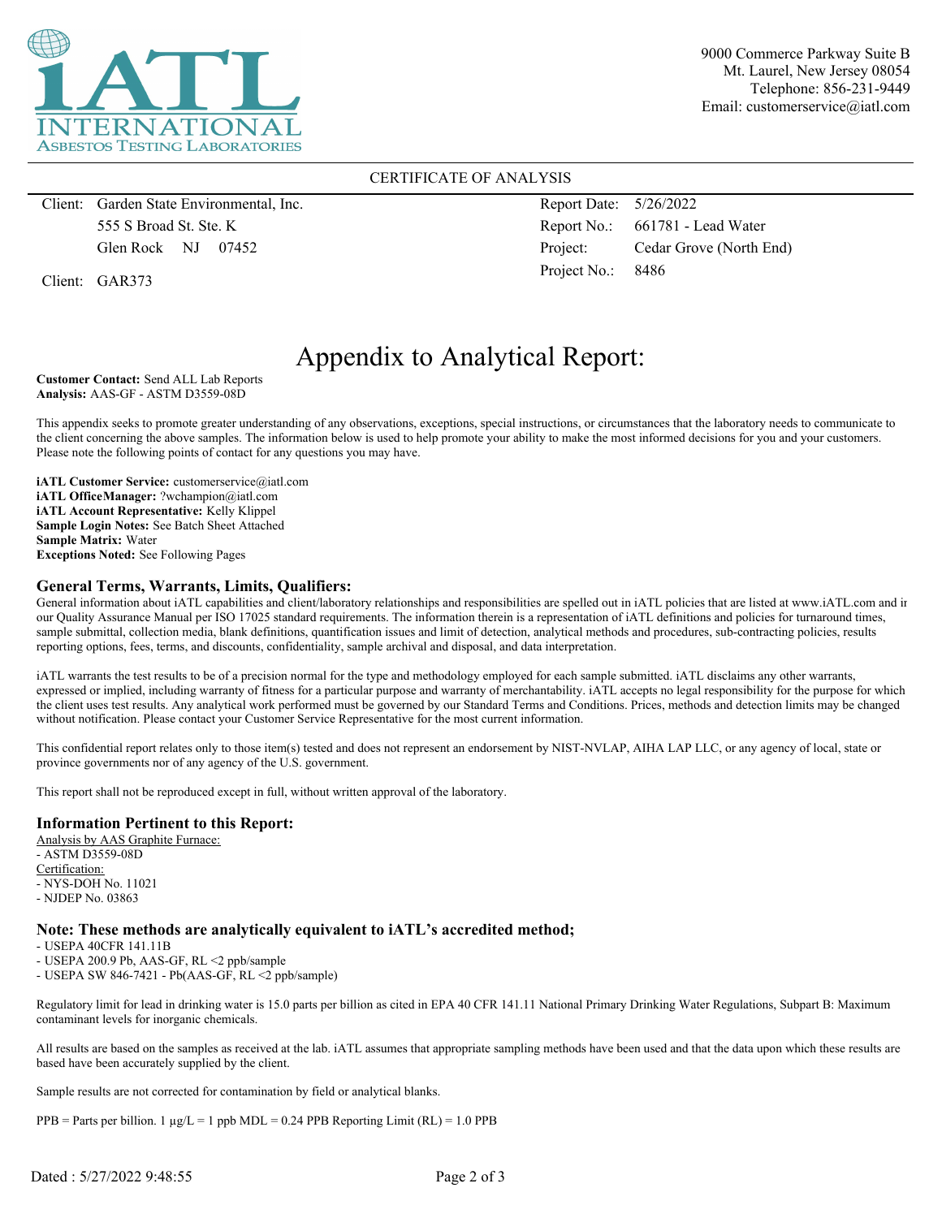9000 Commerce Parkway Suite B
Mt. Laurel, New Jersey 08054
Telephone: 856-231-9449
Email: customerservice@iatl.com

CERTIFICATE OF ANALYSIS

| | | | |
|---|---|---|---|
| Client: | Garden State Environmental, Inc. | Report Date: | 5/26/2022 |
| | 555 S Broad St. Ste. K | Report No.: | 661781 - Lead Water |
| | Glen Rock NJ 07452 | Project: | Cedar Grove (North End) |
| Client: | GAR373 | Project No.: | 8486 |

# Appendix to Analytical Report:

**Customer Contact:** Send ALL Lab Reports
**Analysis:** AAS-GF - ASTM D3559-08D

This appendix seeks to promote greater understanding of any observations, exceptions, special instructions, or circumstances that the laboratory needs to communicate to the client concerning the above samples. The information below is used to help promote your ability to make the most informed decisions for you and your customers. Please note the following points of contact for any questions you may have.

**iATL Customer Service:** customerservice@iatl.com
**iATL OfficeManager:** ?wchampion@iatl.com
**iATL Account Representative:** Kelly Klippel
**Sample Login Notes:** See Batch Sheet Attached
**Sample Matrix:** Water
**Exceptions Noted:** See Following Pages

## General Terms, Warrants, Limits, Qualifiers:

General information about iATL capabilities and client/laboratory relationships and responsibilities are spelled out in iATL policies that are listed at www.iATL.com and in our Quality Assurance Manual per ISO 17025 standard requirements. The information therein is a representation of iATL definitions and policies for turnaround times, sample submittal, collection media, blank definitions, quantification issues and limit of detection, analytical methods and procedures, sub-contracting policies, results reporting options, fees, terms, and discounts, confidentiality, sample archival and disposal, and data interpretation.

iATL warrants the test results to be of a precision normal for the type and methodology employed for each sample submitted. iATL disclaims any other warrants, expressed or implied, including warranty of fitness for a particular purpose and warranty of merchantability. iATL accepts no legal responsibility for the purpose for which the client uses test results. Any analytical work performed must be governed by our Standard Terms and Conditions. Prices, methods and detection limits may be changed without notification. Please contact your Customer Service Representative for the most current information.

This confidential report relates only to those item(s) tested and does not represent an endorsement by NIST-NVLAP, AIHA LAP LLC, or any agency of local, state or province governments nor of any agency of the U.S. government.

This report shall not be reproduced except in full, without written approval of the laboratory.

## Information Pertinent to this Report:

Analysis by AAS Graphite Furnace:
- ASTM D3559-08D

Certification:
- NYS-DOH No. 11021
- NJDEP No. 03863

## Note: These methods are analytically equivalent to iATL's accredited method;

- USEPA 40CFR 141.11B
- USEPA 200.9 Pb, AAS-GF, RL <2 ppb/sample
- USEPA SW 846-7421 - Pb(AAS-GF, RL <2 ppb/sample)

Regulatory limit for lead in drinking water is 15.0 parts per billion as cited in EPA 40 CFR 141.11 National Primary Drinking Water Regulations, Subpart B: Maximum contaminant levels for inorganic chemicals.

All results are based on the samples as received at the lab. iATL assumes that appropriate sampling methods have been used and that the data upon which these results are based have been accurately supplied by the client.

Sample results are not corrected for contamination by field or analytical blanks.

PPB = Parts per billion. 1 µg/L = 1 ppb MDL = 0.24 PPB Reporting Limit (RL) = 1.0 PPB

Dated : 5/27/2022 9:48:55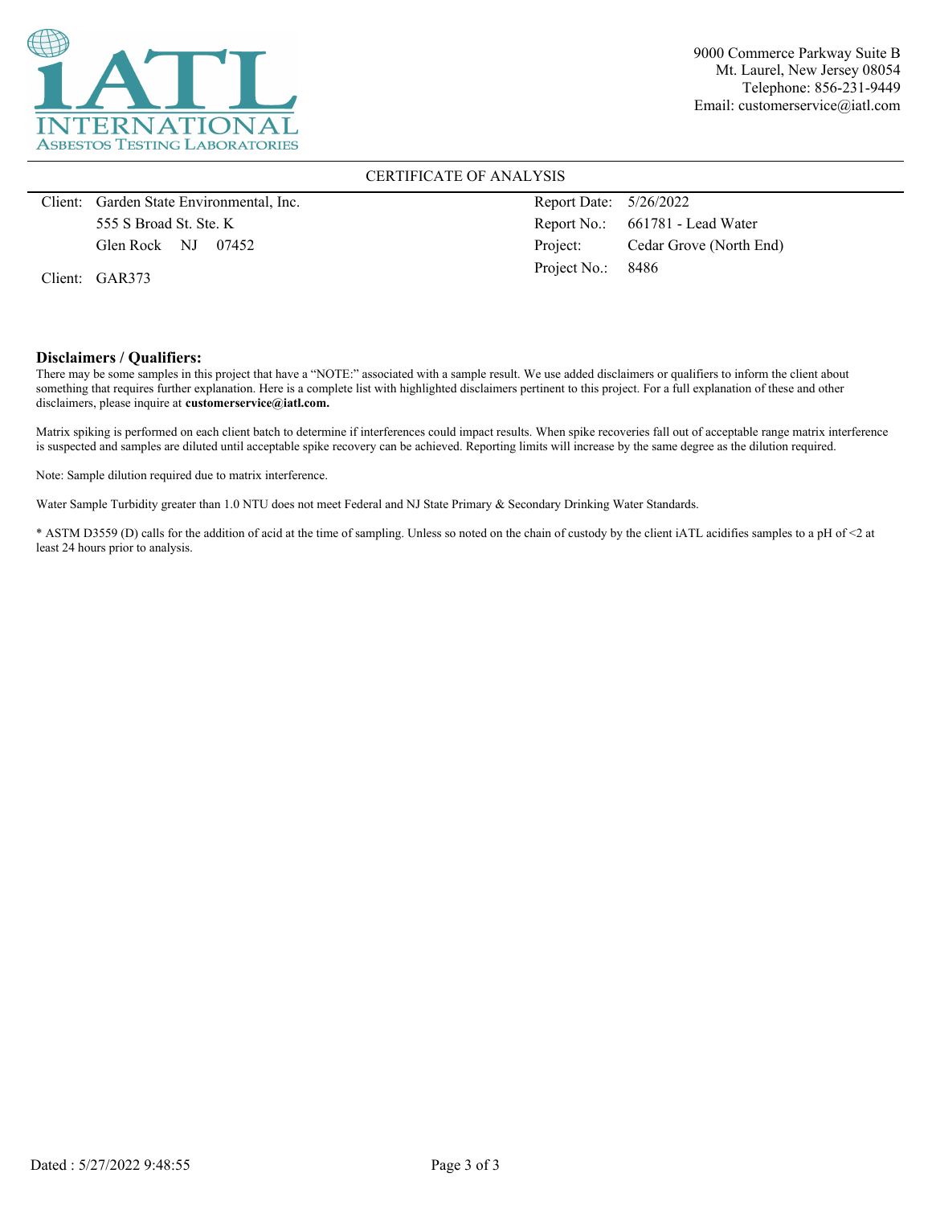iATL INTERNATIONAL ASBESTOS TESTING LABORATORIES

9000 Commerce Parkway Suite B
Mt. Laurel, New Jersey 08054
Telephone: 856-231-9449
Email: customerservice@iatl.com

## CERTIFICATE OF ANALYSIS

| | | | |
|---|---|---|---|
| Client: | Garden State Environmental, Inc. | Report Date: | 5/26/2022 |
| | 555 S Broad St. Ste. K | Report No.: | 661781 - Lead Water |
| | Glen Rock NJ 07452 | Project: | Cedar Grove (North End) |
| Client: | GAR373 | Project No.: | 8486 |

### Disclaimers / Qualifiers:

There may be some samples in this project that have a "NOTE:" associated with a sample result. We use added disclaimers or qualifiers to inform the client about something that requires further explanation. Here is a complete list with highlighted disclaimers pertinent to this project. For a full explanation of these and other disclaimers, please inquire at **customerservice@iatl.com.**

Matrix spiking is performed on each client batch to determine if interferences could impact results. When spike recoveries fall out of acceptable range matrix interference is suspected and samples are diluted until acceptable spike recovery can be achieved. Reporting limits will increase by the same degree as the dilution required.

Note: Sample dilution required due to matrix interference.

Water Sample Turbidity greater than 1.0 NTU does not meet Federal and NJ State Primary & Secondary Drinking Water Standards.

* ASTM D3559 (D) calls for the addition of acid at the time of sampling. Unless so noted on the chain of custody by the client iATL acidifies samples to a pH of <2 at least 24 hours prior to analysis.

Dated : 5/27/2022 9:48:55